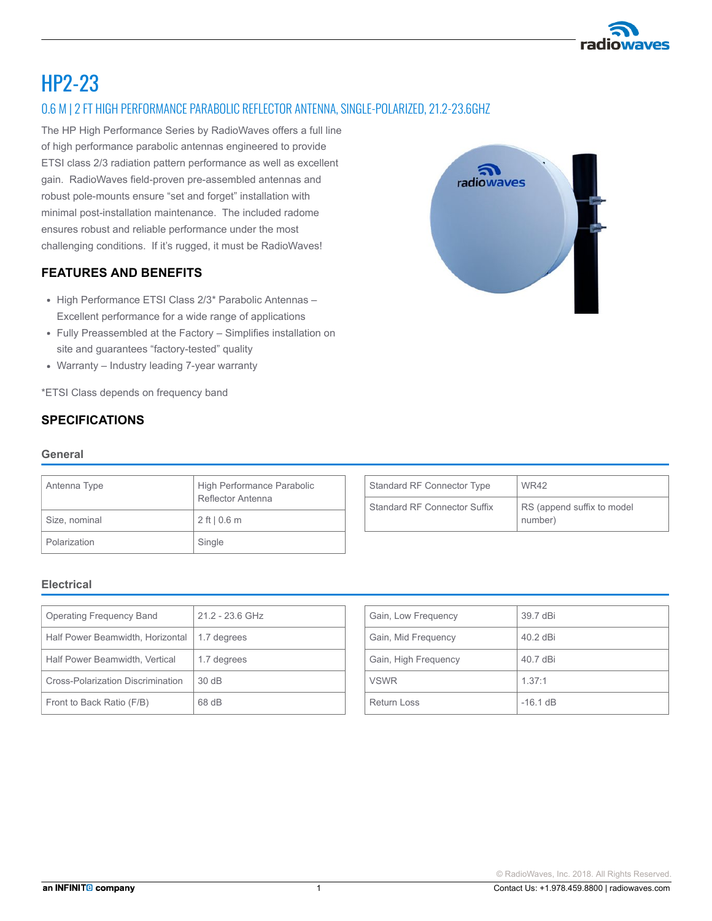# HP2-23

## 0.6 M | 2 FT HIGH PERFORMANCE PARABOLIC REFLECTOR ANTENNA, SINGLE-POLARIZED, 21.2-23.6GHZ

The HP High Performance Series by RadioWaves offers a full line of high performance parabolic antennas engineered to provide ETSI class 2/3 radiation pattern performance as well as excellent gain. RadioWaves field-proven pre-assembled antennas and robust pole-mounts ensure "set and forget" installation with minimal post-installation maintenance. The included radome ensures robust and reliable performance under the most challenging conditions. If it's rugged, it must be RadioWaves!

### FEATURES AND BENEFITS

- High Performance ETSI Class 2/3* Parabolic Antennas – Excellent performance for a wide range of applications
- Fully Preassembled at the Factory – Simplifies installation on site and guarantees "factory-tested" quality
- Warranty – Industry leading 7-year warranty

*ETSI Class depends on frequency band

### SPECIFICATIONS

#### General

| | |
|---|---|
| Antenna Type | High Performance Parabolic Reflector Antenna |
| Size, nominal | 2 ft \| 0.6 m |
| Polarization | Single |

| | |
|---|---|
| Standard RF Connector Type | WR42 |
| Standard RF Connector Suffix | RS (append suffix to model number) |

#### Electrical

| | |
|---|---|
| Operating Frequency Band | 21.2 - 23.6 GHz |
| Half Power Beamwidth, Horizontal | 1.7 degrees |
| Half Power Beamwidth, Vertical | 1.7 degrees |
| Cross-Polarization Discrimination | 30 dB |
| Front to Back Ratio (F/B) | 68 dB |

| | |
|---|---|
| Gain, Low Frequency | 39.7 dBi |
| Gain, Mid Frequency | 40.2 dBi |
| Gain, High Frequency | 40.7 dBi |
| VSWR | 1.37:1 |
| Return Loss | -16.1 dB |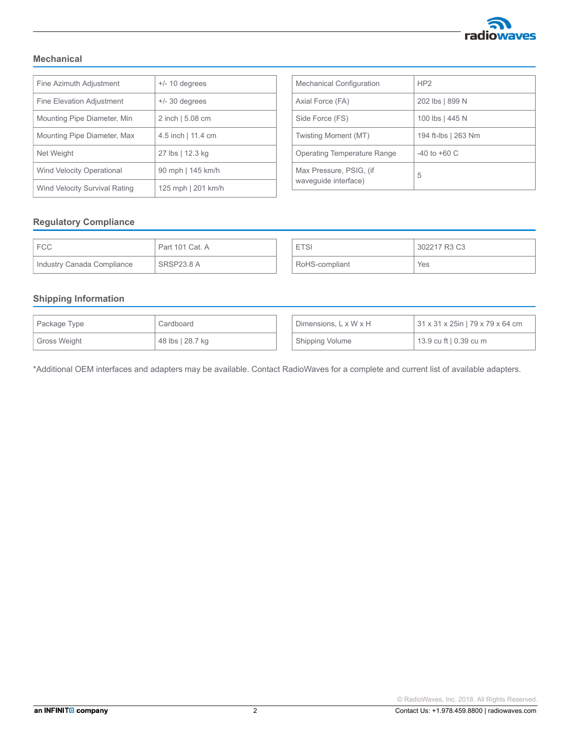## Mechanical

| Fine Azimuth Adjustment | +/- 10 degrees |
|---|---|
| Fine Elevation Adjustment | +/- 30 degrees |
| Mounting Pipe Diameter, Min | 2 inch \| 5.08 cm |
| Mounting Pipe Diameter, Max | 4.5 inch \| 11.4 cm |
| Net Weight | 27 lbs \| 12.3 kg |
| Wind Velocity Operational | 90 mph \| 145 km/h |
| Wind Velocity Survival Rating | 125 mph \| 201 km/h |

| Mechanical Configuration | HP2 |
|---|---|
| Axial Force (FA) | 202 lbs \| 899 N |
| Side Force (FS) | 100 lbs \| 445 N |
| Twisting Moment (MT) | 194 ft-lbs \| 263 Nm |
| Operating Temperature Range | -40 to +60 C |
| Max Pressure, PSIG, (if waveguide interface) | 5 |

## Regulatory Compliance

| FCC | Part 101 Cat. A |
|---|---|
| Industry Canada Compliance | SRSP23.8 A |

| ETSI | 302217 R3 C3 |
|---|---|
| RoHS-compliant | Yes |

## Shipping Information

| Package Type | Cardboard |
|---|---|
| Gross Weight | 48 lbs \| 28.7 kg |

| Dimensions, L x W x H | 31 x 31 x 25in \| 79 x 79 x 64 cm |
|---|---|
| Shipping Volume | 13.9 cu ft \| 0.39 cu m |

*Additional OEM interfaces and adapters may be available. Contact RadioWaves for a complete and current list of available adapters.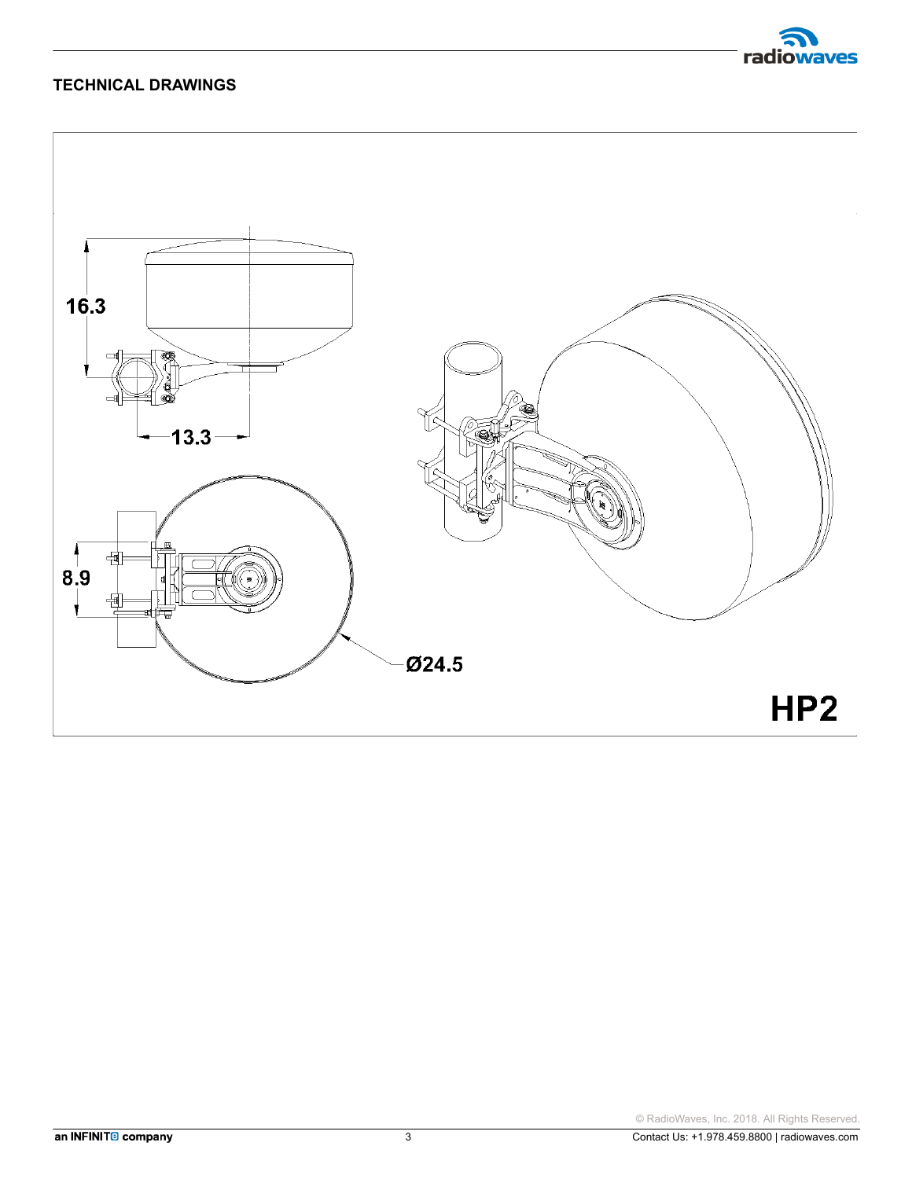## TECHNICAL DRAWINGS

16.3

13.3

8.9

Ø24.5

HP2